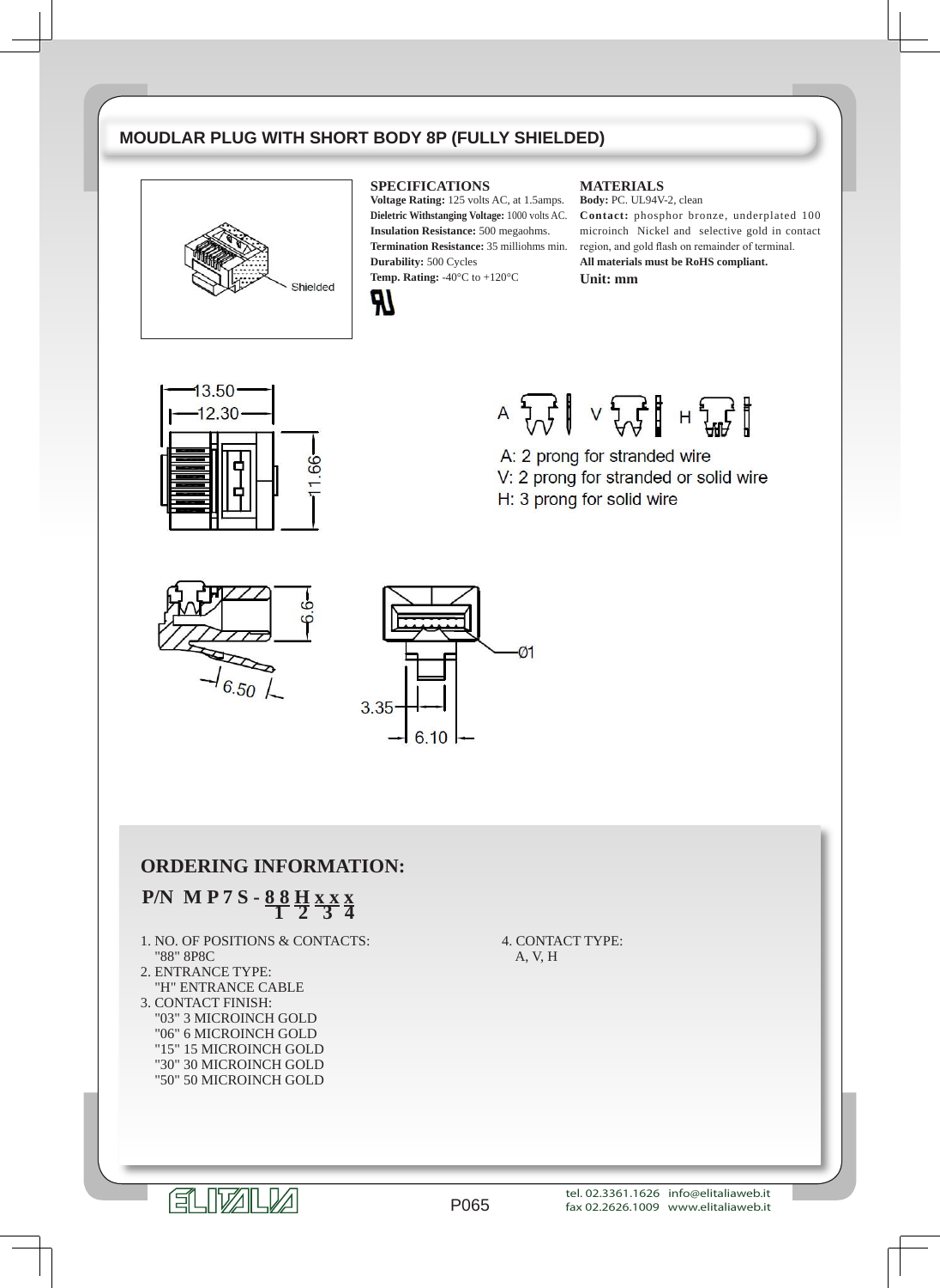## MOUDLAR PLUG WITH SHORT BODY 8P (FULLY SHIELDED)

Shielded

### SPECIFICATIONS

**Voltage Rating:** 125 volts AC, at 1.5amps.
**Dieletric Withstanging Voltage:** 1000 volts AC.
**Insulation Resistance:** 500 megaohms.
**Termination Resistance:** 35 milliohms min.
**Durability:** 500 Cycles
**Temp. Rating:** -40°C to +120°C

### MATERIALS

**Body:** PC. UL94V-2, clean
**Contact:** phosphor bronze, underplated 100 microinch Nickel and selective gold in contact region, and gold flash on remainder of terminal.
**All materials must be RoHS compliant.**
**Unit: mm**

13.50
12.30
11.66

A V H

A: 2 prong for stranded wire
V: 2 prong for stranded or solid wire
H: 3 prong for solid wire

6.6
6.50
Ø1
3.35
6.10

## ORDERING INFORMATION:

**P/N M P 7 S - 8 8 H x x x**
(1 = 88, 2 = H, 3 = xx, 4 = x)

1. NO. OF POSITIONS & CONTACTS:
   "88" 8P8C
2. ENTRANCE TYPE:
   "H" ENTRANCE CABLE
3. CONTACT FINISH:
   "03" 3 MICROINCH GOLD
   "06" 6 MICROINCH GOLD
   "15" 15 MICROINCH GOLD
   "30" 30 MICROINCH GOLD
   "50" 50 MICROINCH GOLD
4. CONTACT TYPE:
   A, V, H

ELITALIA — tel. 02.3361.1626 info@elitaliaweb.it — fax 02.2626.1009 www.elitaliaweb.it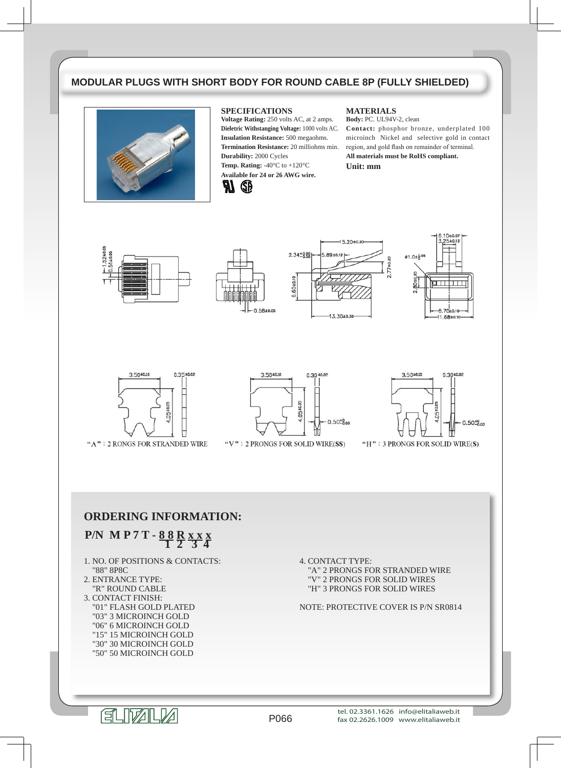# MODULAR PLUGS WITH SHORT BODY FOR ROUND CABLE 8P (FULLY SHIELDED)

## SPECIFICATIONS

**Voltage Rating:** 250 volts AC, at 2 amps.
**Dieletric Withstanging Voltage:** 1000 volts AC.
**Insulation Resistance:** 500 megaohms.
**Termination Resistance:** 20 milliohms min.
**Durability:** 2000 Cycles
**Temp. Rating:** -40°C to +120°C
**Available for 24 or 26 AWG wire.**

## MATERIALS

**Body:** PC. UL94V-2, clean
**Contact:** phosphor bronze, underplated 100 microinch Nickel and selective gold in contact region, and gold flash on remainder of terminal.
**All materials must be RoHS compliant.**
**Unit: mm**

"A": 2 RONGS FOR STRANDED WIRE "V": 2 PRONGS FOR SOLID WIRE(SS) "H": 3 PRONGS FOR SOLID WIRE(S)

## ORDERING INFORMATION:

**P/N MP7T - 88 R xx x**
(1 = 88, 2 = R, 3 = xx, 4 = x)

1. NO. OF POSITIONS & CONTACTS:
   "88" 8P8C
2. ENTRANCE TYPE:
   "R" ROUND CABLE
3. CONTACT FINISH:
   "01" FLASH GOLD PLATED
   "03" 3 MICROINCH GOLD
   "06" 6 MICROINCH GOLD
   "15" 15 MICROINCH GOLD
   "30" 30 MICROINCH GOLD
   "50" 50 MICROINCH GOLD
4. CONTACT TYPE:
   "A" 2 PRONGS FOR STRANDED WIRE
   "V" 2 PRONGS FOR SOLID WIRES
   "H" 3 PRONGS FOR SOLID WIRES

NOTE: PROTECTIVE COVER IS P/N SR0814

tel. 02.3361.1626 info@elitaliaweb.it
fax 02.2626.1009 www.elitaliaweb.it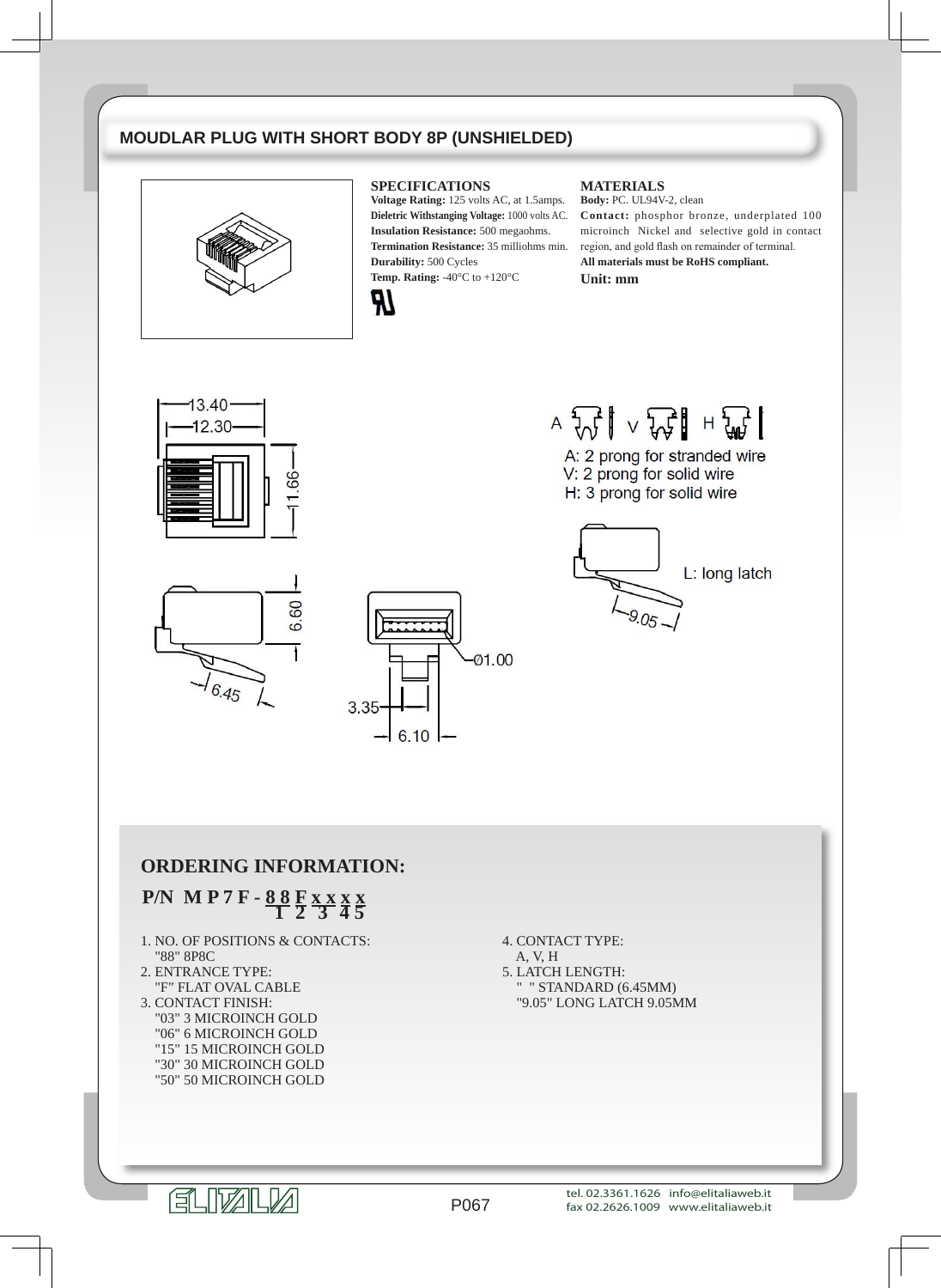## MOUDLAR PLUG WITH SHORT BODY 8P (UNSHIELDED)

### SPECIFICATIONS

**Voltage Rating:** 125 volts AC, at 1.5amps.
**Dieletric Withstanging Voltage:** 1000 volts AC.
**Insulation Resistance:** 500 megaohms.
**Termination Resistance:** 35 milliohms min.
**Durability:** 500 Cycles
**Temp. Rating:** -40°C to +120°C

### MATERIALS

**Body:** PC. UL94V-2, clean
**Contact:** phosphor bronze, underplated 100 microinch Nickel and selective gold in contact region, and gold flash on remainder of terminal.
**All materials must be RoHS compliant.**
**Unit: mm**

13.40
12.30
11.66
6.60
6.45
Ø1.00
3.35
6.10

A V H

A: 2 prong for stranded wire
V: 2 prong for solid wire
H: 3 prong for solid wire

L: long latch
9.05

## ORDERING INFORMATION:

**P/N M P 7 F - 8 8 F x x x x**
(1 = 88, 2 = F, 3 = x x, 4 = x, 5 = x)

1. NO. OF POSITIONS & CONTACTS:
   "88" 8P8C
2. ENTRANCE TYPE:
   "F" FLAT OVAL CABLE
3. CONTACT FINISH:
   "03" 3 MICROINCH GOLD
   "06" 6 MICROINCH GOLD
   "15" 15 MICROINCH GOLD
   "30" 30 MICROINCH GOLD
   "50" 50 MICROINCH GOLD
4. CONTACT TYPE:
   A, V, H
5. LATCH LENGTH:
   " " STANDARD (6.45MM)
   "9.05" LONG LATCH 9.05MM

ELITALIA

tel. 02.3361.1626 info@elitaliaweb.it
fax 02.2626.1009 www.elitaliaweb.it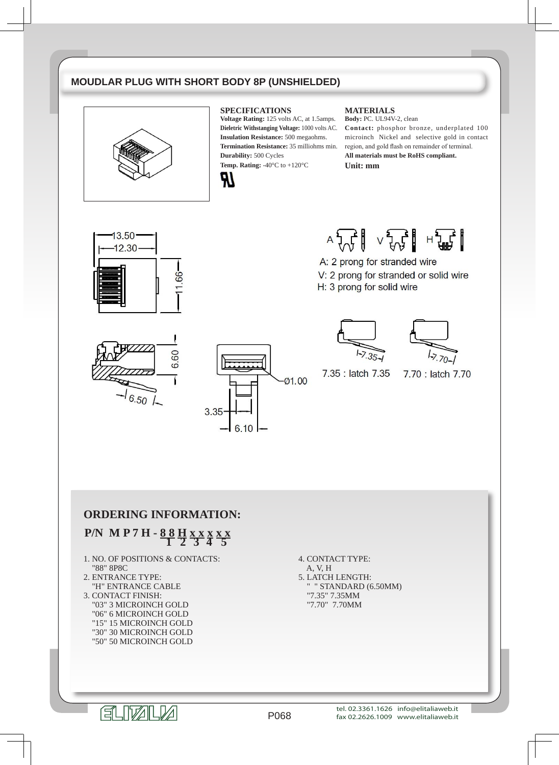## MOUDLAR PLUG WITH SHORT BODY 8P (UNSHIELDED)

### SPECIFICATIONS

**Voltage Rating:** 125 volts AC, at 1.5amps.
**Dieletric Withstanging Voltage:** 1000 volts AC.
**Insulation Resistance:** 500 megaohms.
**Termination Resistance:** 35 milliohms min.
**Durability:** 500 Cycles
**Temp. Rating:** -40°C to +120°C

### MATERIALS

**Body:** PC. UL94V-2, clean
**Contact:** phosphor bronze, underplated 100 microinch Nickel and selective gold in contact region, and gold flash on remainder of terminal.
**All materials must be RoHS compliant.**
**Unit: mm**

13.50
12.30
11.66

A V H

A: 2 prong for stranded wire
V: 2 prong for stranded or solid wire
H: 3 prong for solid wire

6.60
6.50
Ø1.00
3.35
6.10

7.35 : latch 7.35
7.70 : latch 7.70

## ORDERING INFORMATION:

**P/N M P 7 H - 8 8 H x x x x x x**
(1 = 88, 2 = H, 3 = xx, 4 = x, 5 = xx)

1. NO. OF POSITIONS & CONTACTS:
   "88" 8P8C
2. ENTRANCE TYPE:
   "H" ENTRANCE CABLE
3. CONTACT FINISH:
   "03" 3 MICROINCH GOLD
   "06" 6 MICROINCH GOLD
   "15" 15 MICROINCH GOLD
   "30" 30 MICROINCH GOLD
   "50" 50 MICROINCH GOLD
4. CONTACT TYPE:
   A, V, H
5. LATCH LENGTH:
   " " STANDARD (6.50MM)
   "7.35" 7.35MM
   "7.70" 7.70MM

ELITALIA

tel. 02.3361.1626 info@elitaliaweb.it
fax 02.2626.1009 www.elitaliaweb.it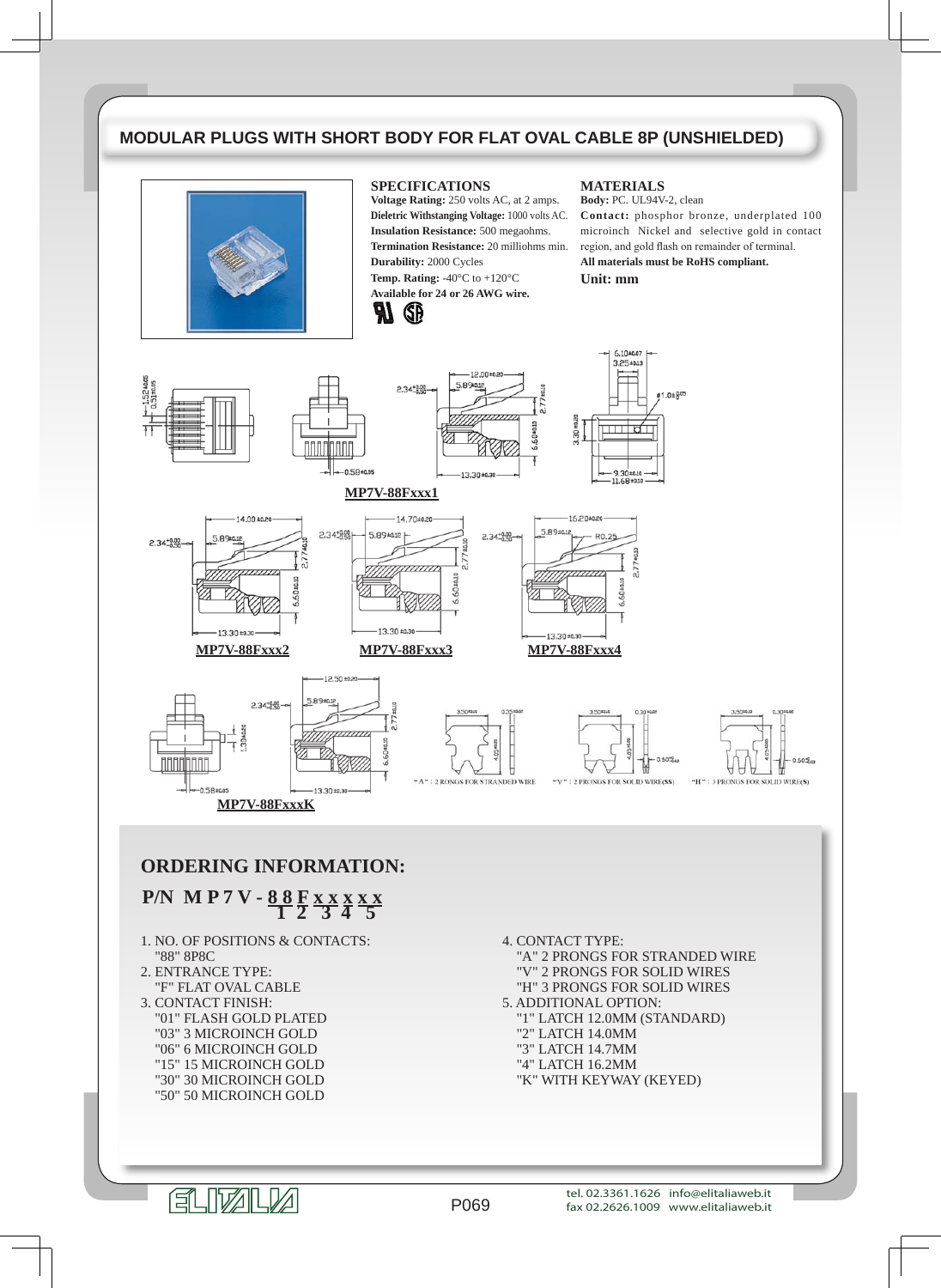## MODULAR PLUGS WITH SHORT BODY FOR FLAT OVAL CABLE 8P (UNSHIELDED)

### SPECIFICATIONS

**Voltage Rating:** 250 volts AC, at 2 amps.
**Dieletric Withstanging Voltage:** 1000 volts AC.
**Insulation Resistance:** 500 megaohms.
**Termination Resistance:** 20 milliohms min.
**Durability:** 2000 Cycles
**Temp. Rating:** -40°C to +120°C
**Available for 24 or 26 AWG wire.**

### MATERIALS

**Body:** PC. UL94V-2, clean
**Contact:** phosphor bronze, underplated 100 microinch Nickel and selective gold in contact region, and gold flash on remainder of terminal.
**All materials must be RoHS compliant.**
**Unit: mm**

MP7V-88Fxxx1

MP7V-88Fxxx2

MP7V-88Fxxx3

MP7V-88Fxxx4

MP7V-88FxxxK

"A" : 2 RONGS FOR STRANDED WIRE

"V" : 2 PRONGS FOR SOLID WIRE(SS)

"H" : 3 PRONGS FOR SOLID WIRE(S)

## ORDERING INFORMATION:

**P/N MP7V-88Fxxxxx**

(1 = 88, 2 = F, 3 = xx, 4 = x, 5 = x)

1. NO. OF POSITIONS & CONTACTS:
   "88" 8P8C
2. ENTRANCE TYPE:
   "F" FLAT OVAL CABLE
3. CONTACT FINISH:
   "01" FLASH GOLD PLATED
   "03" 3 MICROINCH GOLD
   "06" 6 MICROINCH GOLD
   "15" 15 MICROINCH GOLD
   "30" 30 MICROINCH GOLD
   "50" 50 MICROINCH GOLD
4. CONTACT TYPE:
   "A" 2 PRONGS FOR STRANDED WIRE
   "V" 2 PRONGS FOR SOLID WIRES
   "H" 3 PRONGS FOR SOLID WIRES
5. ADDITIONAL OPTION:
   "1" LATCH 12.0MM (STANDARD)
   "2" LATCH 14.0MM
   "3" LATCH 14.7MM
   "4" LATCH 16.2MM
   "K" WITH KEYWAY (KEYED)

tel. 02.3361.1626 info@elitaliaweb.it
fax 02.2626.1009 www.elitaliaweb.it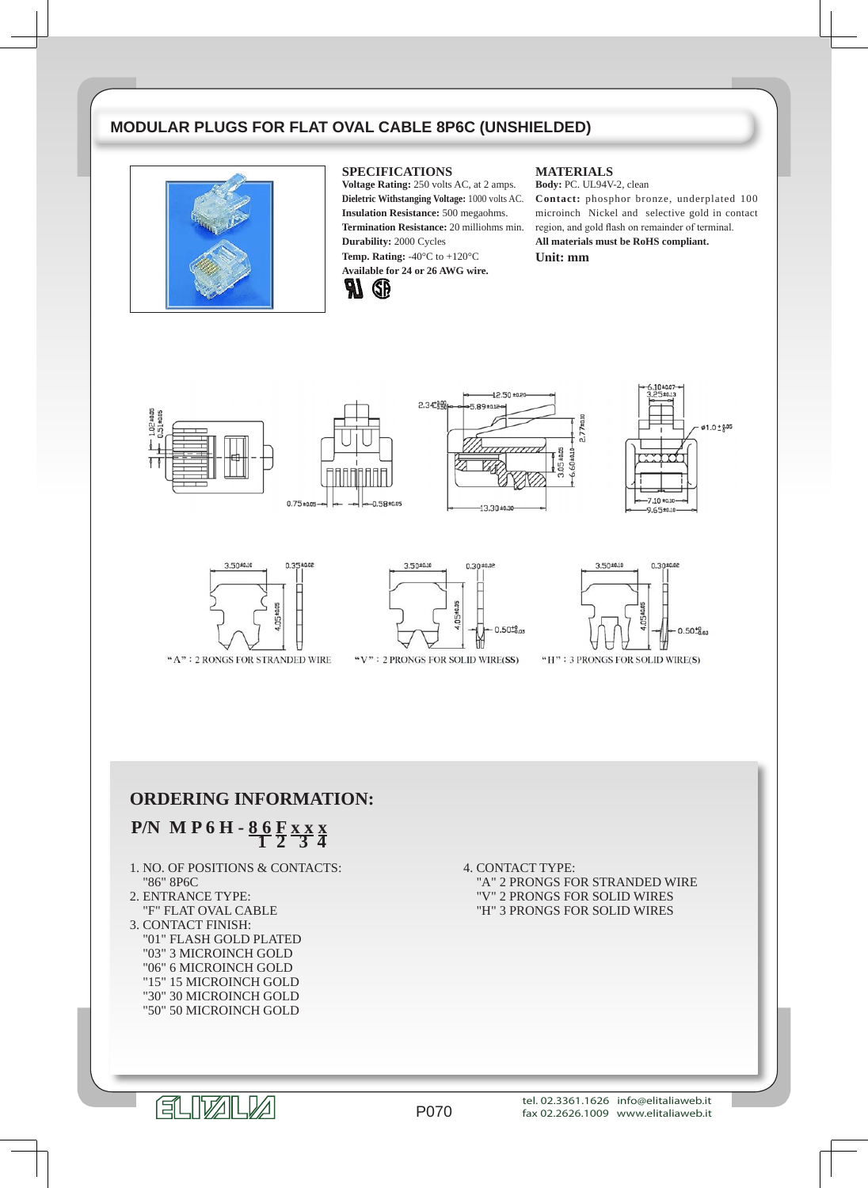# MODULAR PLUGS FOR FLAT OVAL CABLE 8P6C (UNSHIELDED)

## SPECIFICATIONS

**Voltage Rating:** 250 volts AC, at 2 amps.
**Dieletric Withstanging Voltage:** 1000 volts AC.
**Insulation Resistance:** 500 megaohms.
**Termination Resistance:** 20 milliohms min.
**Durability:** 2000 Cycles
**Temp. Rating:** -40°C to +120°C
**Available for 24 or 26 AWG wire.**

## MATERIALS

**Body:** PC. UL94V-2, clean
**Contact:** phosphor bronze, underplated 100 microinch Nickel and selective gold in contact region, and gold flash on remainder of terminal.
**All materials must be RoHS compliant.**
**Unit: mm**

"A": 2 RONGS FOR STRANDED WIRE

"V": 2 PRONGS FOR SOLID WIRE(SS)

"H": 3 PRONGS FOR SOLID WIRE(S)

## ORDERING INFORMATION:

**P/N MP6H - 86 F xx x**
(1 = 86, 2 = F, 3 = xx, 4 = x)

1. NO. OF POSITIONS & CONTACTS:
   "86" 8P6C
2. ENTRANCE TYPE:
   "F" FLAT OVAL CABLE
3. CONTACT FINISH:
   "01" FLASH GOLD PLATED
   "03" 3 MICROINCH GOLD
   "06" 6 MICROINCH GOLD
   "15" 15 MICROINCH GOLD
   "30" 30 MICROINCH GOLD
   "50" 50 MICROINCH GOLD
4. CONTACT TYPE:
   "A" 2 PRONGS FOR STRANDED WIRE
   "V" 2 PRONGS FOR SOLID WIRES
   "H" 3 PRONGS FOR SOLID WIRES

tel. 02.3361.1626 info@elitaliaweb.it
fax 02.2626.1009 www.elitaliaweb.it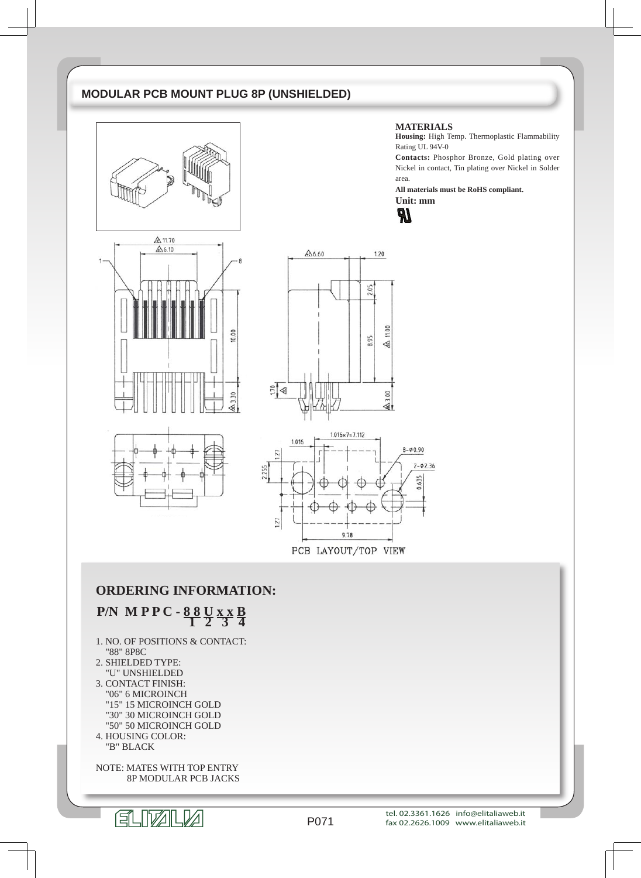## MODULAR PCB MOUNT PLUG 8P (UNSHIELDED)

**MATERIALS**

**Housing:** High Temp. Thermoplastic Flammability Rating UL 94V-0

**Contacts:** Phosphor Bronze, Gold plating over Nickel in contact, Tin plating over Nickel in Solder area.

**All materials must be RoHS compliant.**

**Unit: mm**

11.70
6.10
1
8
10.00
3.30
6.60
1.20
2.05
8.95
11.00
1.70
3.00
1.016×7=7.112
1.016
1.27
2.255
1.27
8-Ø0.90
2-Ø2.36
0.635
9.78

PCB LAYOUT/TOP VIEW

## ORDERING INFORMATION:

**P/N M P P C - 8 8 U x x B**
**1 2 3 4**

1. NO. OF POSITIONS & CONTACT:
   "88" 8P8C
2. SHIELDED TYPE:
   "U" UNSHIELDED
3. CONTACT FINISH:
   "06" 6 MICROINCH
   "15" 15 MICROINCH GOLD
   "30" 30 MICROINCH GOLD
   "50" 50 MICROINCH GOLD
4. HOUSING COLOR:
   "B" BLACK

NOTE: MATES WITH TOP ENTRY
8P MODULAR PCB JACKS

ELITALIA

P071

tel. 02.3361.1626 info@elitaliaweb.it
fax 02.2626.1009 www.elitaliaweb.it